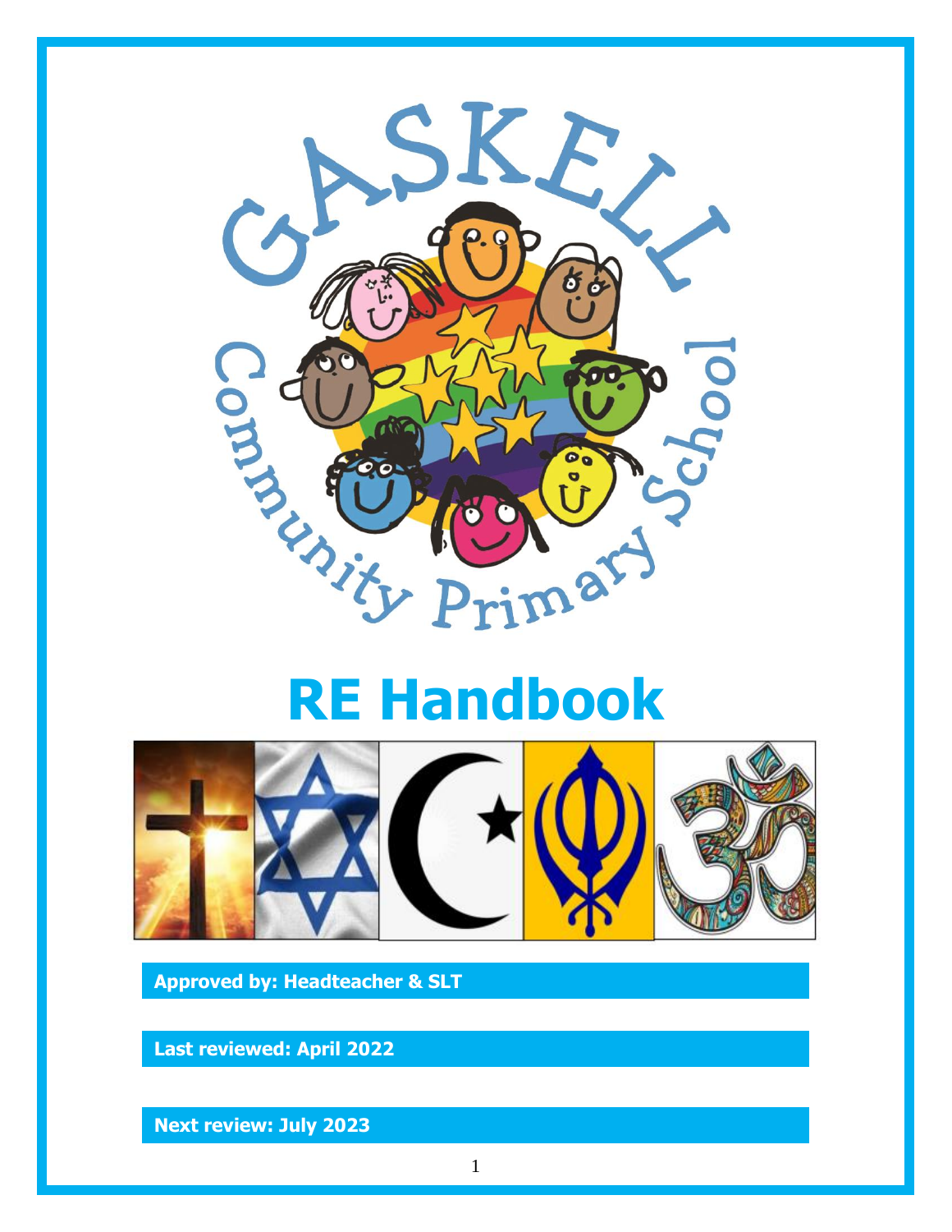Gaskell Community Primary School

# RE Handbook

**Approved by: Headteacher & SLT**

**Last reviewed: April 2022**

**Next review: July 2023**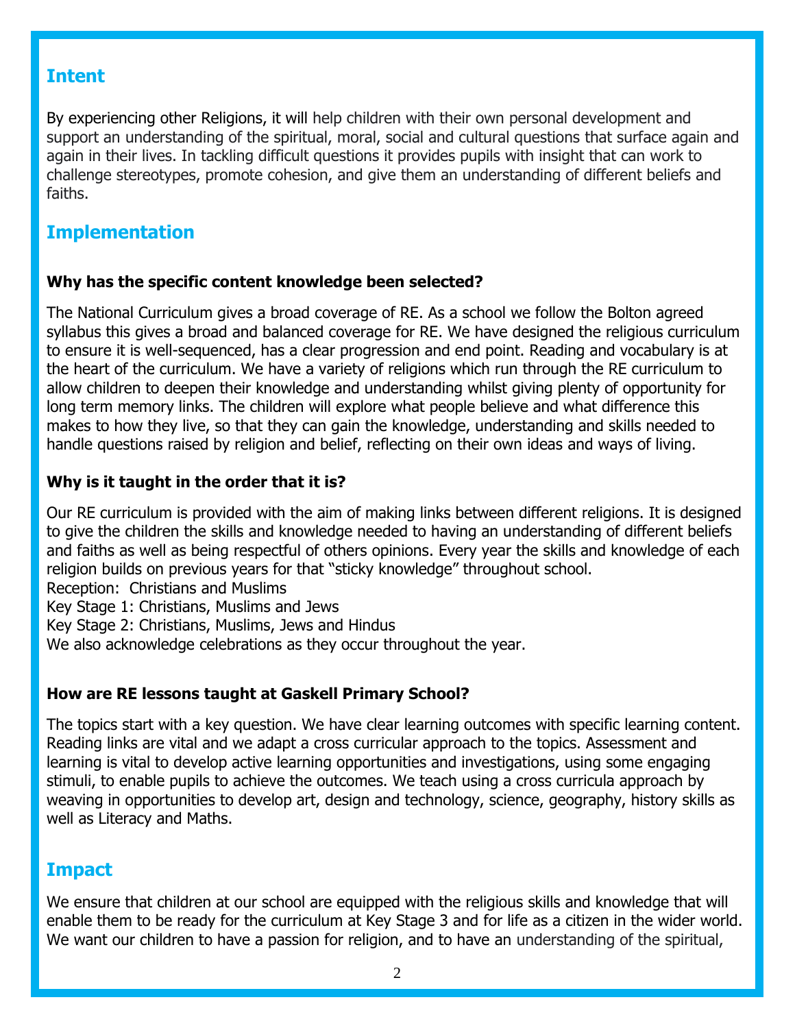## Intent

By experiencing other Religions, it will help children with their own personal development and support an understanding of the spiritual, moral, social and cultural questions that surface again and again in their lives. In tackling difficult questions it provides pupils with insight that can work to challenge stereotypes, promote cohesion, and give them an understanding of different beliefs and faiths.

## Implementation

**Why has the specific content knowledge been selected?**

The National Curriculum gives a broad coverage of RE. As a school we follow the Bolton agreed syllabus this gives a broad and balanced coverage for RE. We have designed the religious curriculum to ensure it is well-sequenced, has a clear progression and end point. Reading and vocabulary is at the heart of the curriculum. We have a variety of religions which run through the RE curriculum to allow children to deepen their knowledge and understanding whilst giving plenty of opportunity for long term memory links. The children will explore what people believe and what difference this makes to how they live, so that they can gain the knowledge, understanding and skills needed to handle questions raised by religion and belief, reflecting on their own ideas and ways of living.

**Why is it taught in the order that it is?**

Our RE curriculum is provided with the aim of making links between different religions. It is designed to give the children the skills and knowledge needed to having an understanding of different beliefs and faiths as well as being respectful of others opinions. Every year the skills and knowledge of each religion builds on previous years for that "sticky knowledge" throughout school.
Reception: Christians and Muslims
Key Stage 1: Christians, Muslims and Jews
Key Stage 2: Christians, Muslims, Jews and Hindus
We also acknowledge celebrations as they occur throughout the year.

**How are RE lessons taught at Gaskell Primary School?**

The topics start with a key question. We have clear learning outcomes with specific learning content. Reading links are vital and we adapt a cross curricular approach to the topics. Assessment and learning is vital to develop active learning opportunities and investigations, using some engaging stimuli, to enable pupils to achieve the outcomes. We teach using a cross curricula approach by weaving in opportunities to develop art, design and technology, science, geography, history skills as well as Literacy and Maths.

## Impact

We ensure that children at our school are equipped with the religious skills and knowledge that will enable them to be ready for the curriculum at Key Stage 3 and for life as a citizen in the wider world. We want our children to have a passion for religion, and to have an understanding of the spiritual,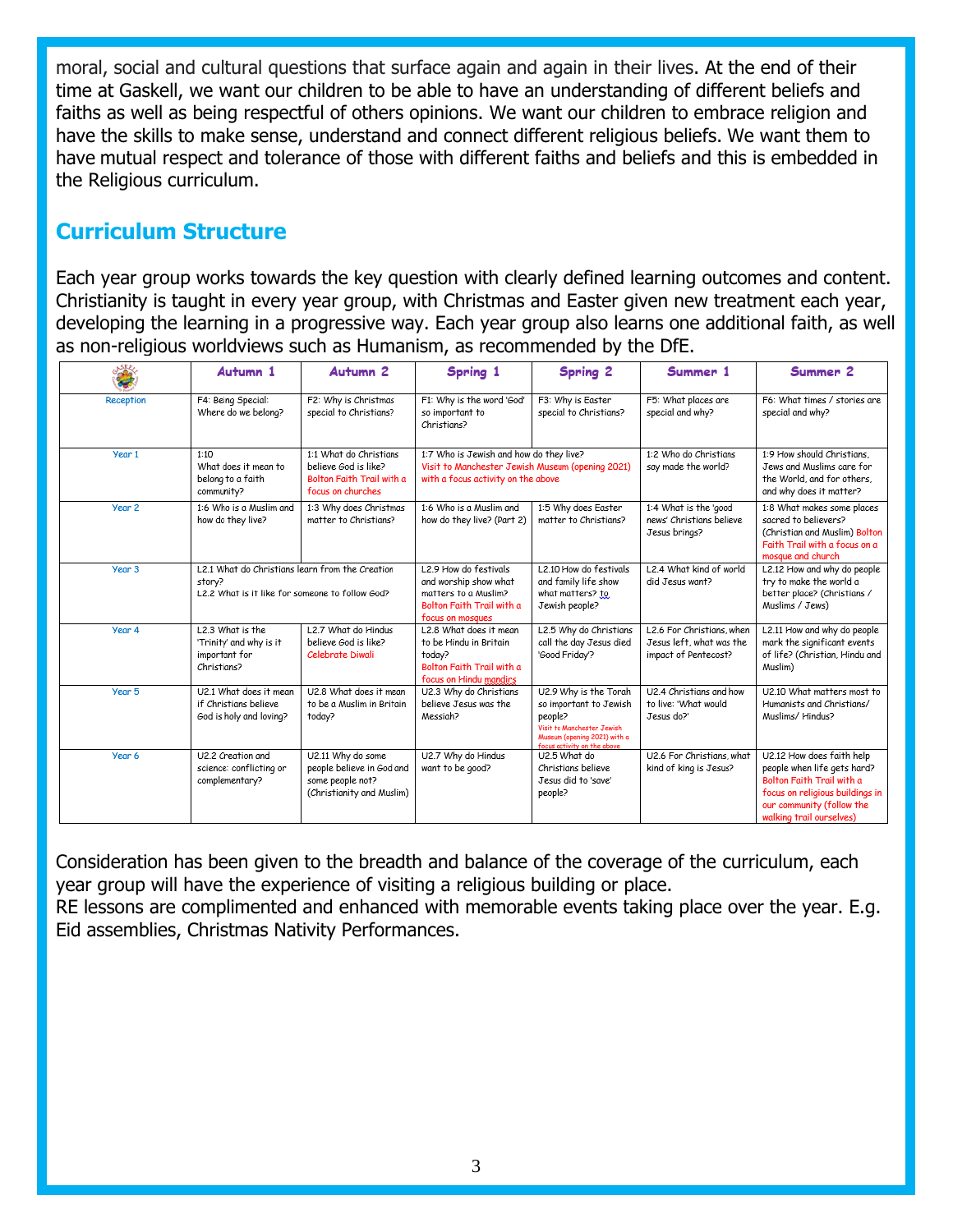moral, social and cultural questions that surface again and again in their lives. At the end of their time at Gaskell, we want our children to be able to have an understanding of different beliefs and faiths as well as being respectful of others opinions. We want our children to embrace religion and have the skills to make sense, understand and connect different religious beliefs. We want them to have mutual respect and tolerance of those with different faiths and beliefs and this is embedded in the Religious curriculum.

## Curriculum Structure

Each year group works towards the key question with clearly defined learning outcomes and content. Christianity is taught in every year group, with Christmas and Easter given new treatment each year, developing the learning in a progressive way. Each year group also learns one additional faith, as well as non-religious worldviews such as Humanism, as recommended by the DfE.

| | Autumn 1 | Autumn 2 | Spring 1 | Spring 2 | Summer 1 | Summer 2 |
|---|---|---|---|---|---|---|
| Reception | F4: Being Special: Where do we belong? | F2: Why is Christmas special to Christians? | F1: Why is the word 'God' so important to Christians? | F3: Why is Easter special to Christians? | F5: What places are special and why? | F6: What times / stories are special and why? |
| Year 1 | 1:10 What does it mean to belong to a faith community? | 1:1 What do Christians believe God is like? Bolton Faith Trail with a focus on churches | 1:7 Who is Jewish and how do they live? Visit to Manchester Jewish Museum (opening 2021) with a focus activity on the above | | 1:2 Who do Christians say made the world? | 1:9 How should Christians, Jews and Muslims care for the World, and for others, and why does it matter? |
| Year 2 | 1:6 Who is a Muslim and how do they live? | 1:3 Why does Christmas matter to Christians? | 1:6 Who is a Muslim and how do they live? (Part 2) | 1:5 Why does Easter matter to Christians? | 1:4 What is the 'good news' Christians believe Jesus brings? | 1:8 What makes some places sacred to believers? (Christian and Muslim) Bolton Faith Trail with a focus on a mosque and church |
| Year 3 | L2.1 What do Christians learn from the Creation story? L2.2 What is it like for someone to follow God? | | L2.9 How do festivals and worship show what matters to a Muslim? Bolton Faith Trail with a focus on mosques | L2.10 How do festivals and family life show what matters? to Jewish people? | L2.4 What kind of world did Jesus want? | L2.12 How and why do people try to make the world a better place? (Christians / Muslims / Jews) |
| Year 4 | L2.3 What is the 'Trinity' and why is it important for Christians? | L2.7 What do Hindus believe God is like? Celebrate Diwali | L2.8 What does it mean to be Hindu in Britain today? Bolton Faith Trail with a focus on Hindu mandirs | L2.5 Why do Christians call the day Jesus died 'Good Friday'? | L2.6 For Christians, when Jesus left, what was the impact of Pentecost? | L2.11 How and why do people mark the significant events of life? (Christian, Hindu and Muslim) |
| Year 5 | U2.1 What does it mean if Christians believe God is holy and loving? | U2.8 What does it mean to be a Muslim in Britain today? | U2.3 Why do Christians believe Jesus was the Messiah? | U2.9 Why is the Torah so important to Jewish people? Visit to Manchester Jewish Museum (opening 2021) with a focus activity on the above | U2.4 Christians and how to live: 'What would Jesus do?' | U2.10 What matters most to Humanists and Christians/ Muslims/ Hindus? |
| Year 6 | U2.2 Creation and science: conflicting or complementary? | U2.11 Why do some people believe in God and some people not? (Christianity and Muslim) | U2.7 Why do Hindus want to be good? | U2.5 What do Christians believe Jesus did to 'save' people? | U2.6 For Christians, what kind of king is Jesus? | U2.12 How does faith help people when life gets hard? Bolton Faith Trail with a focus on religious buildings in our community (follow the walking trail ourselves) |

Consideration has been given to the breadth and balance of the coverage of the curriculum, each year group will have the experience of visiting a religious building or place.
RE lessons are complimented and enhanced with memorable events taking place over the year. E.g. Eid assemblies, Christmas Nativity Performances.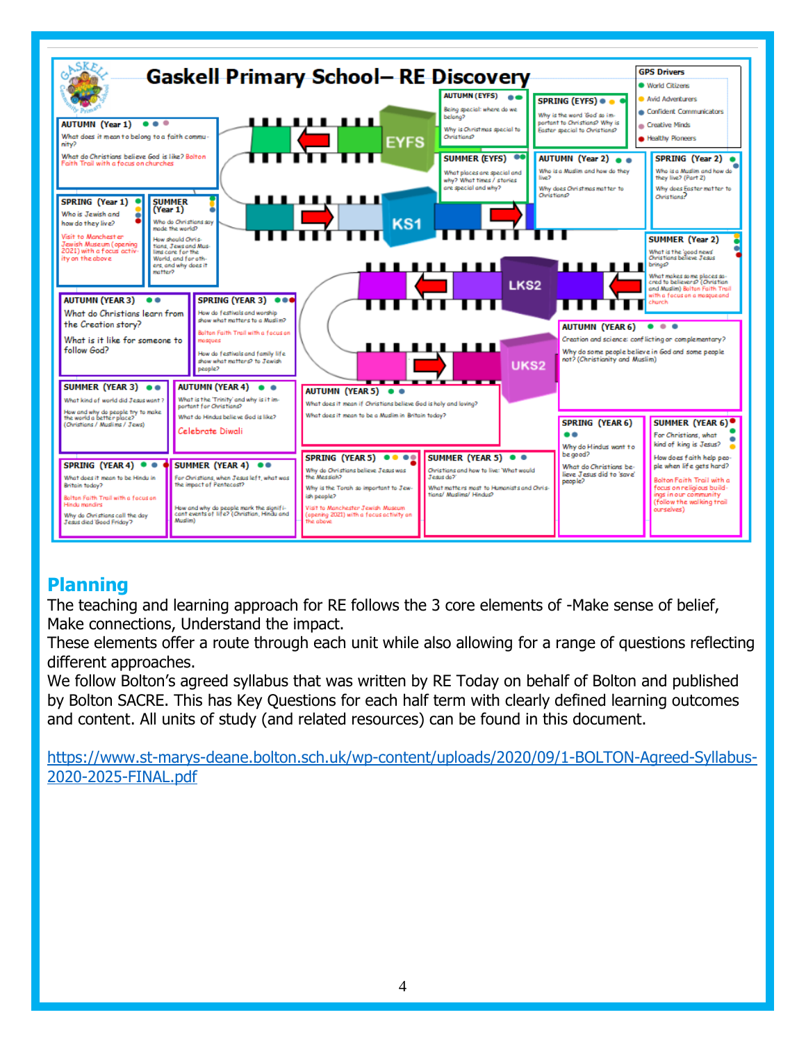# Gaskell Primary School– RE Discovery

**GPS Drivers**
- World Citizens
- Avid Adventurers
- Confident Communicators
- Creative Minds
- Healthy Pioneers

**EYFS**

**AUTUMN (EYFS)**
Being special: where do we belong?
Why is Christmas special to Christians?

**SPRING (EYFS)**
Why is the word 'God' so important to Christians? Why is Easter special to Christians?

**SUMMER (EYFS)**
What places are special and why? What times / stories are special and why?

**KS1**

**AUTUMN (Year 1)**
What does it mean to belong to a faith community?
What do Christians believe God is like? Bolton Faith Trail with a focus on churches

**SPRING (Year 1)**
Who is Jewish and how do they live?
Visit to Manchester Jewish Museum (opening 2021) with a focus activity on the above

**SUMMER (Year 1)**
Who do Christians say made the world?
How should Christians, Jews and Muslims care for the World, and for others, and why does it matter?

**AUTUMN (Year 2)**
Who is a Muslim and how do they live?
Why does Christmas matter to Christians?

**SPRING (Year 2)**
Who is a Muslim and how do they live? (Part 2)
Why does Easter matter to Christians?

**SUMMER (Year 2)**
What is the 'good news' Christians believe Jesus brings?
What makes some places sacred to believers? (Christian and Muslim) Bolton Faith Trail with a focus on a mosque and church

**LKS2**

**AUTUMN (YEAR 3)**
What do Christians learn from the Creation story?
What is it like for someone to follow God?

**SPRING (YEAR 3)**
How do festivals and worship show what matters to a Muslim?
Bolton Faith Trail with a focus on mosques
How do festivals and family life show what matters to Jewish people?

**SUMMER (YEAR 3)**
What kind of world did Jesus want?
How and why do people try to make the world a better place? (Christians / Muslims / Jews)

**AUTUMN (YEAR 4)**
What is the 'Trinity' and why is it important for Christians?
What do Hindus believe God is like?
Celebrate Diwali

**SPRING (YEAR 4)**
What does it mean to be Hindu in Britain today?
Bolton Faith Trail with a focus on Hindu mandirs
Why do Christians call the day Jesus died 'Good Friday'?

**SUMMER (YEAR 4)**
For Christians, when Jesus left, what was the impact of Pentecost?
How and why do people mark the significant events of life? (Christian, Hindu and Muslim)

**UKS2**

**AUTUMN (YEAR 5)**
What does it mean if Christians believe God is holy and loving?
What does it mean to be a Muslim in Britain today?

**SPRING (YEAR 5)**
Why do Christians believe Jesus was the Messiah?
Why is the Torah so important to Jewish people?
Visit to Manchester Jewish Museum (opening 2021) with a focus activity on the above

**SUMMER (YEAR 5)**
Christians and how to live: 'What would Jesus do?
What matters most to Humanists and Christians/ Muslims/ Hindus?

**AUTUMN (YEAR 6)**
Creation and science: conflicting or complementary?
Why do some people believe in God and some people not? (Christianity and Muslim)

**SPRING (YEAR 6)**
Why do Hindus want to be good?
What do Christians believe Jesus did to 'save' people?

**SUMMER (YEAR 6)**
For Christians, what kind of king is Jesus?
How does faith help people when life gets hard?
Bolton Faith Trail with a focus on religious buildings in our community (follow the walking trail ourselves)

## Planning

The teaching and learning approach for RE follows the 3 core elements of -Make sense of belief, Make connections, Understand the impact.

These elements offer a route through each unit while also allowing for a range of questions reflecting different approaches.

We follow Bolton's agreed syllabus that was written by RE Today on behalf of Bolton and published by Bolton SACRE. This has Key Questions for each half term with clearly defined learning outcomes and content. All units of study (and related resources) can be found in this document.

https://www.st-marys-deane.bolton.sch.uk/wp-content/uploads/2020/09/1-BOLTON-Agreed-Syllabus-2020-2025-FINAL.pdf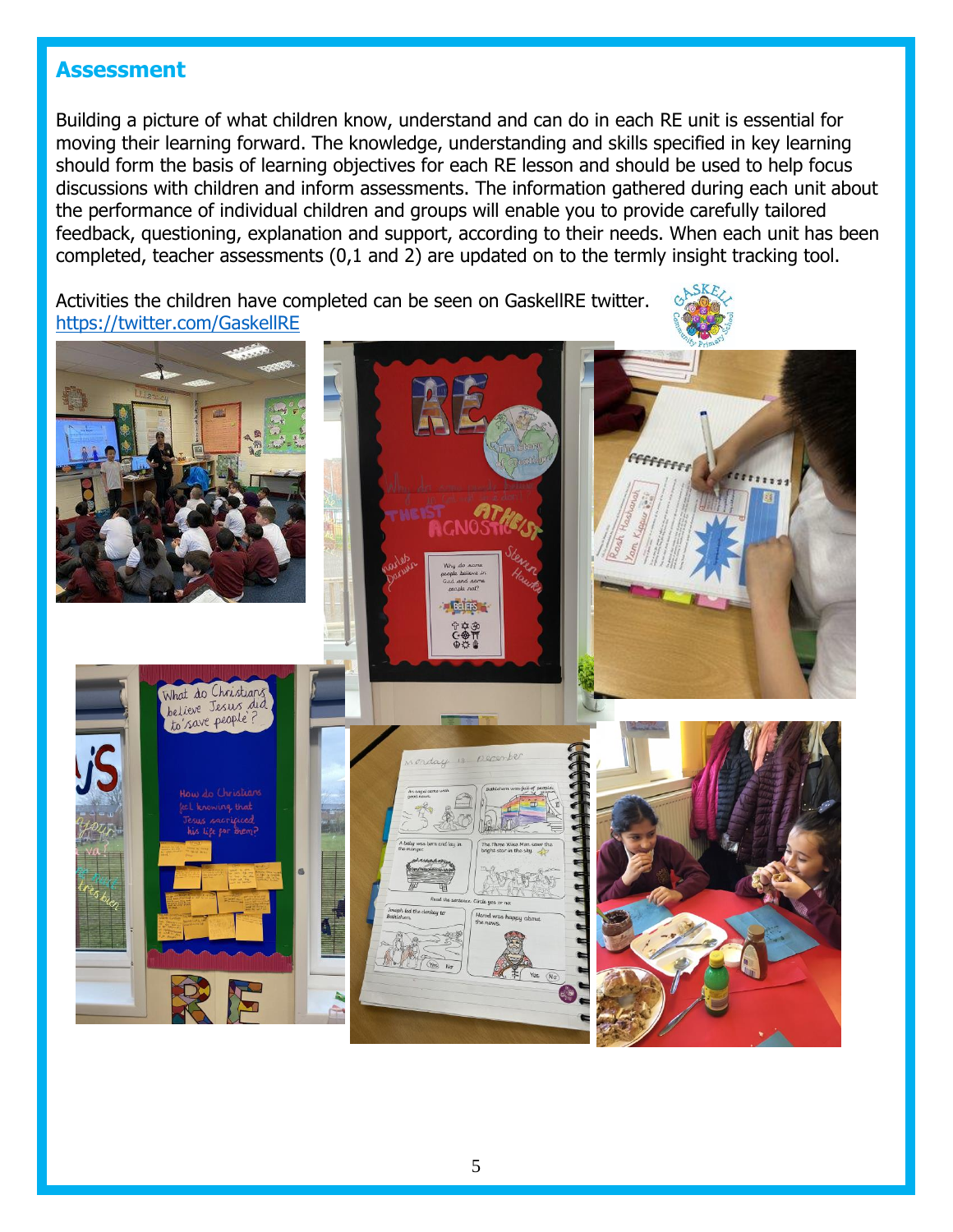## Assessment

Building a picture of what children know, understand and can do in each RE unit is essential for moving their learning forward. The knowledge, understanding and skills specified in key learning should form the basis of learning objectives for each RE lesson and should be used to help focus discussions with children and inform assessments. The information gathered during each unit about the performance of individual children and groups will enable you to provide carefully tailored feedback, questioning, explanation and support, according to their needs. When each unit has been completed, teacher assessments (0,1 and 2) are updated on to the termly insight tracking tool.

Activities the children have completed can be seen on GaskellRE twitter.
https://twitter.com/GaskellRE